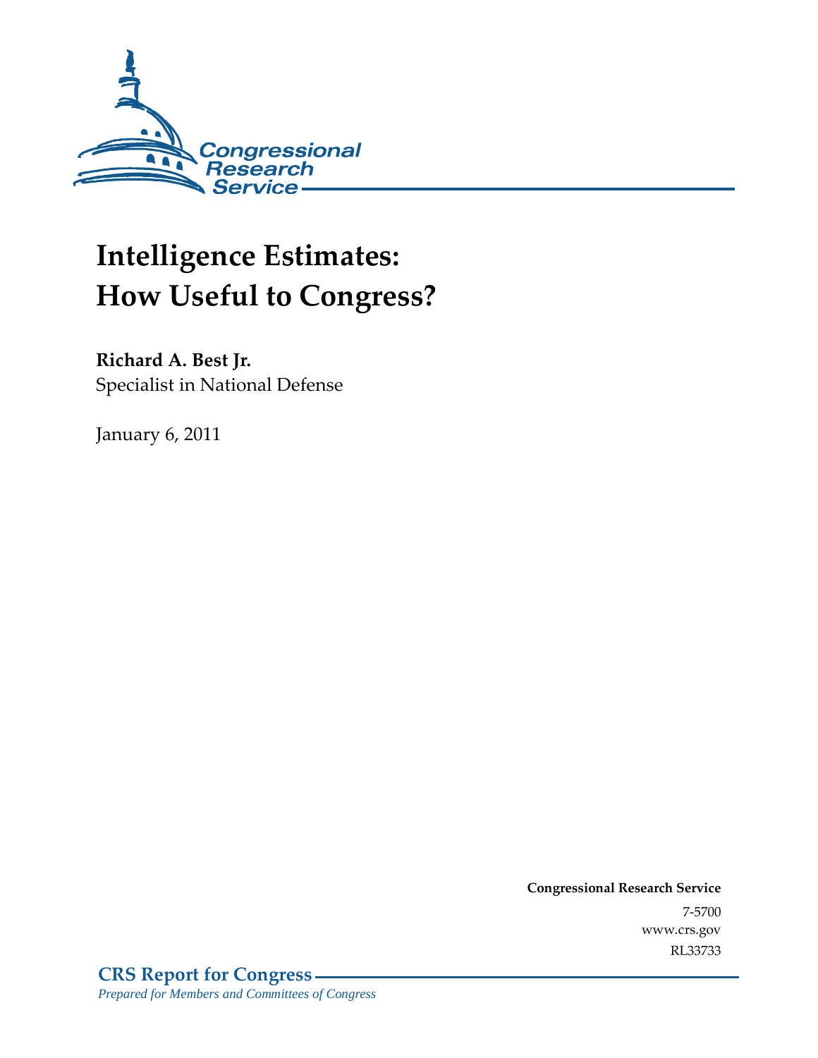Congressional Research Service

# Intelligence Estimates: How Useful to Congress?

**Richard A. Best Jr.**
Specialist in National Defense

January 6, 2011

**Congressional Research Service**
7-5700
www.crs.gov
RL33733

**CRS Report for Congress**
*Prepared for Members and Committees of Congress*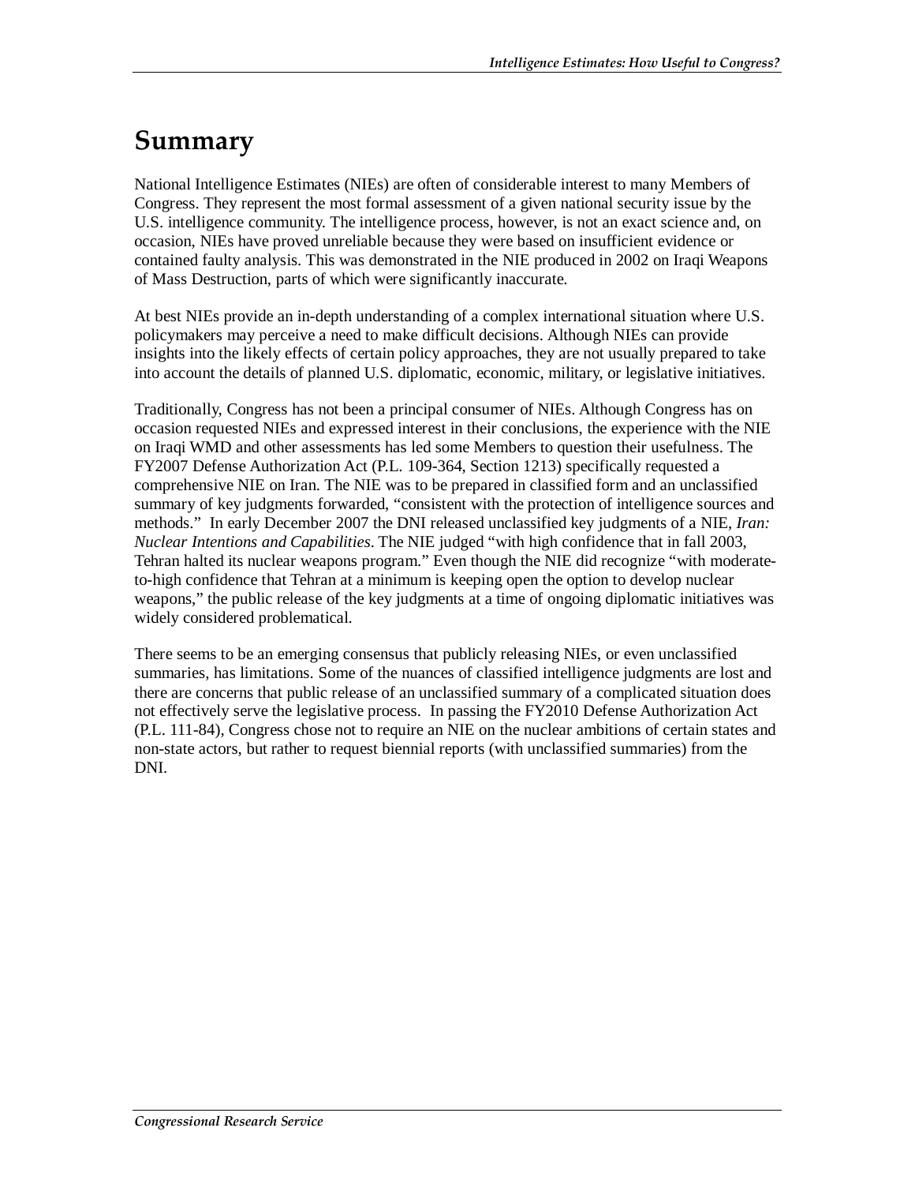# Summary

National Intelligence Estimates (NIEs) are often of considerable interest to many Members of Congress. They represent the most formal assessment of a given national security issue by the U.S. intelligence community. The intelligence process, however, is not an exact science and, on occasion, NIEs have proved unreliable because they were based on insufficient evidence or contained faulty analysis. This was demonstrated in the NIE produced in 2002 on Iraqi Weapons of Mass Destruction, parts of which were significantly inaccurate.

At best NIEs provide an in-depth understanding of a complex international situation where U.S. policymakers may perceive a need to make difficult decisions. Although NIEs can provide insights into the likely effects of certain policy approaches, they are not usually prepared to take into account the details of planned U.S. diplomatic, economic, military, or legislative initiatives.

Traditionally, Congress has not been a principal consumer of NIEs. Although Congress has on occasion requested NIEs and expressed interest in their conclusions, the experience with the NIE on Iraqi WMD and other assessments has led some Members to question their usefulness. The FY2007 Defense Authorization Act (P.L. 109-364, Section 1213) specifically requested a comprehensive NIE on Iran. The NIE was to be prepared in classified form and an unclassified summary of key judgments forwarded, "consistent with the protection of intelligence sources and methods." In early December 2007 the DNI released unclassified key judgments of a NIE, *Iran: Nuclear Intentions and Capabilities*. The NIE judged "with high confidence that in fall 2003, Tehran halted its nuclear weapons program." Even though the NIE did recognize "with moderate-to-high confidence that Tehran at a minimum is keeping open the option to develop nuclear weapons," the public release of the key judgments at a time of ongoing diplomatic initiatives was widely considered problematical.

There seems to be an emerging consensus that publicly releasing NIEs, or even unclassified summaries, has limitations. Some of the nuances of classified intelligence judgments are lost and there are concerns that public release of an unclassified summary of a complicated situation does not effectively serve the legislative process. In passing the FY2010 Defense Authorization Act (P.L. 111-84), Congress chose not to require an NIE on the nuclear ambitions of certain states and non-state actors, but rather to request biennial reports (with unclassified summaries) from the DNI.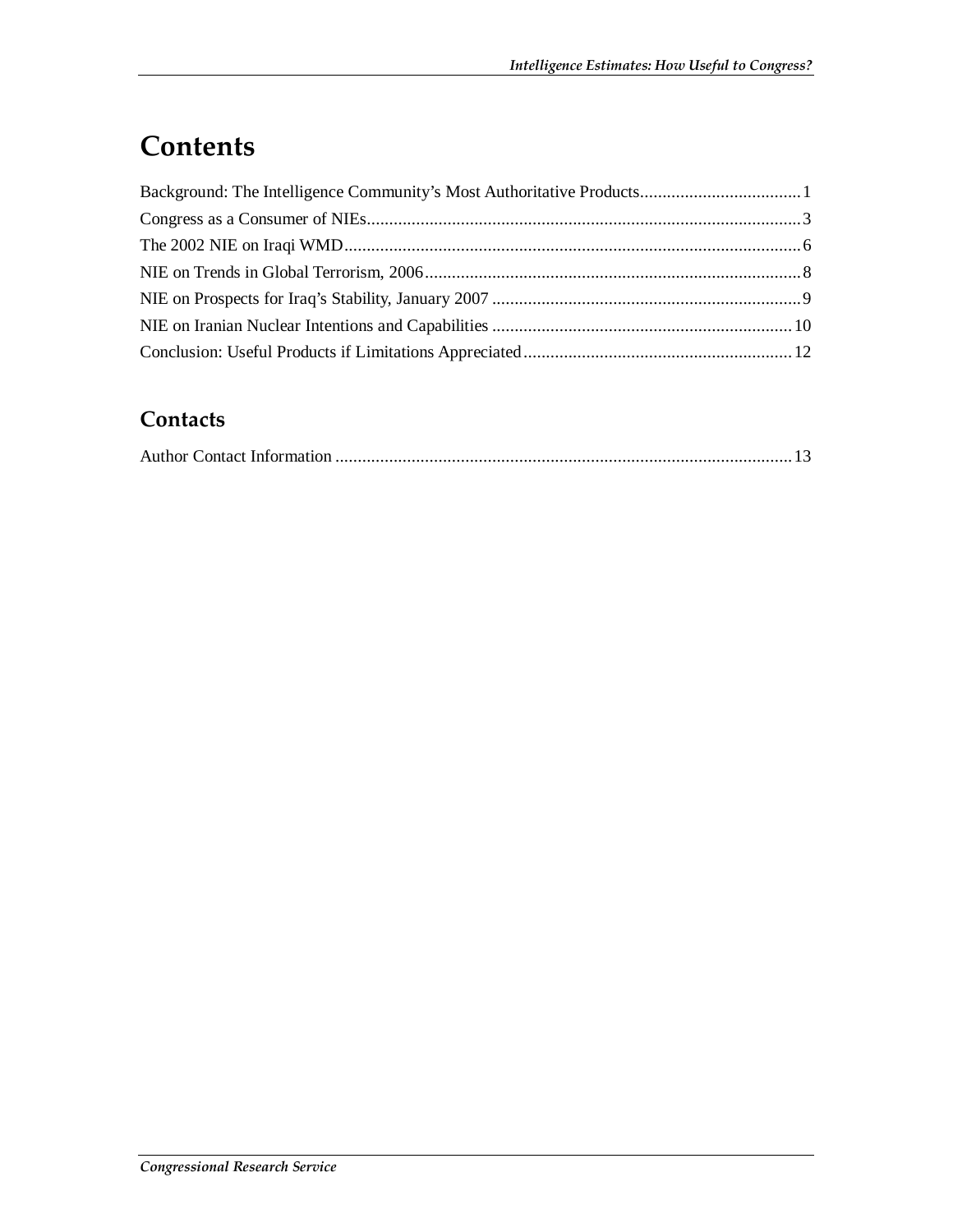# Contents

Background: The Intelligence Community's Most Authoritative Products....................................1
Congress as a Consumer of NIEs.................................................................................................3
The 2002 NIE on Iraqi WMD......................................................................................................6
NIE on Trends in Global Terrorism, 2006....................................................................................8
NIE on Prospects for Iraq's Stability, January 2007 .....................................................................9
NIE on Iranian Nuclear Intentions and Capabilities ...................................................................10
Conclusion: Useful Products if Limitations Appreciated............................................................12

## Contacts

Author Contact Information .......................................................................................................13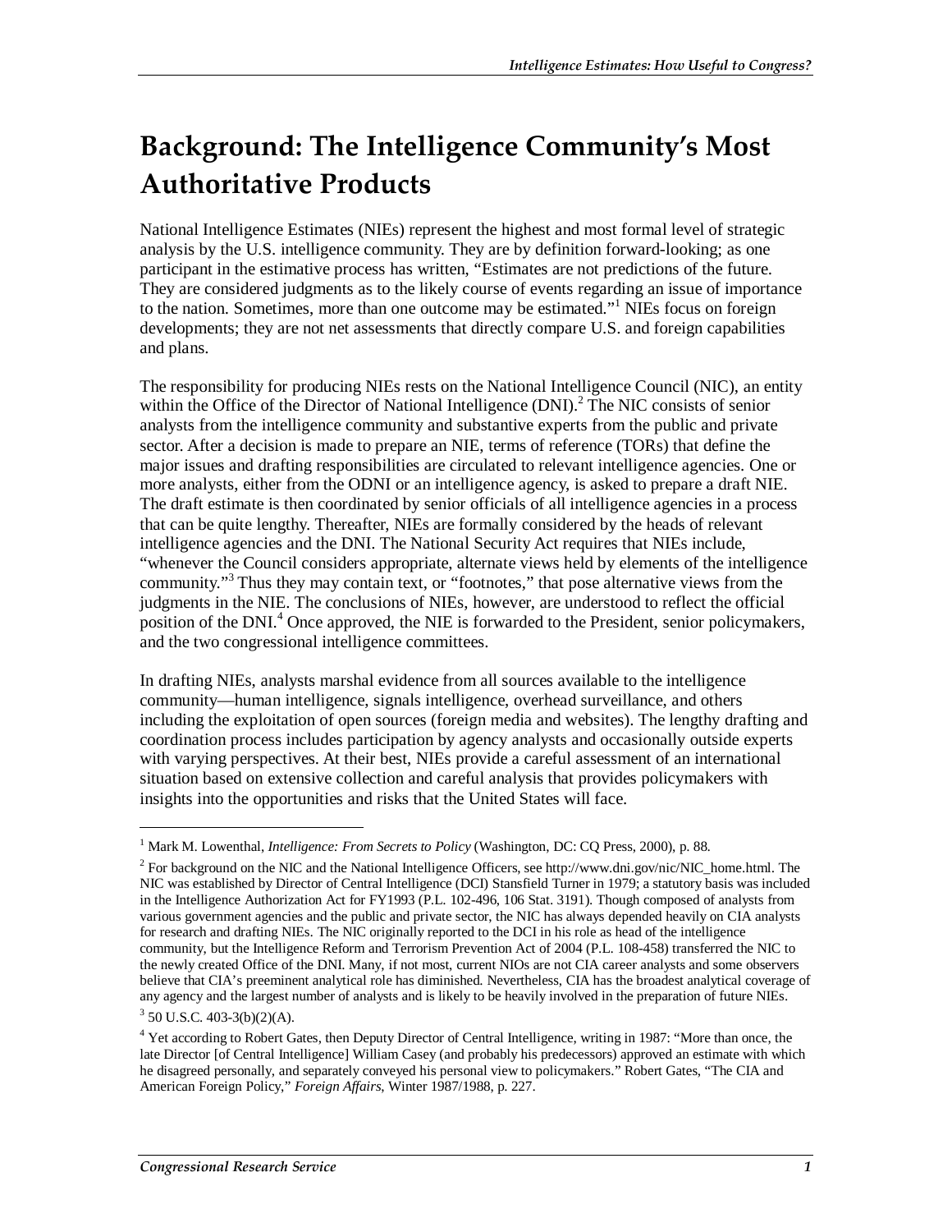# Background: The Intelligence Community's Most Authoritative Products

National Intelligence Estimates (NIEs) represent the highest and most formal level of strategic analysis by the U.S. intelligence community. They are by definition forward-looking; as one participant in the estimative process has written, "Estimates are not predictions of the future. They are considered judgments as to the likely course of events regarding an issue of importance to the nation. Sometimes, more than one outcome may be estimated."[1] NIEs focus on foreign developments; they are not net assessments that directly compare U.S. and foreign capabilities and plans.

The responsibility for producing NIEs rests on the National Intelligence Council (NIC), an entity within the Office of the Director of National Intelligence (DNI).[2] The NIC consists of senior analysts from the intelligence community and substantive experts from the public and private sector. After a decision is made to prepare an NIE, terms of reference (TORs) that define the major issues and drafting responsibilities are circulated to relevant intelligence agencies. One or more analysts, either from the ODNI or an intelligence agency, is asked to prepare a draft NIE. The draft estimate is then coordinated by senior officials of all intelligence agencies in a process that can be quite lengthy. Thereafter, NIEs are formally considered by the heads of relevant intelligence agencies and the DNI. The National Security Act requires that NIEs include, "whenever the Council considers appropriate, alternate views held by elements of the intelligence community."[3] Thus they may contain text, or "footnotes," that pose alternative views from the judgments in the NIE. The conclusions of NIEs, however, are understood to reflect the official position of the DNI.[4] Once approved, the NIE is forwarded to the President, senior policymakers, and the two congressional intelligence committees.

In drafting NIEs, analysts marshal evidence from all sources available to the intelligence community—human intelligence, signals intelligence, overhead surveillance, and others including the exploitation of open sources (foreign media and websites). The lengthy drafting and coordination process includes participation by agency analysts and occasionally outside experts with varying perspectives. At their best, NIEs provide a careful assessment of an international situation based on extensive collection and careful analysis that provides policymakers with insights into the opportunities and risks that the United States will face.

---

[1] Mark M. Lowenthal, *Intelligence: From Secrets to Policy* (Washington, DC: CQ Press, 2000), p. 88.

[2] For background on the NIC and the National Intelligence Officers, see http://www.dni.gov/nic/NIC_home.html. The NIC was established by Director of Central Intelligence (DCI) Stansfield Turner in 1979; a statutory basis was included in the Intelligence Authorization Act for FY1993 (P.L. 102-496, 106 Stat. 3191). Though composed of analysts from various government agencies and the public and private sector, the NIC has always depended heavily on CIA analysts for research and drafting NIEs. The NIC originally reported to the DCI in his role as head of the intelligence community, but the Intelligence Reform and Terrorism Prevention Act of 2004 (P.L. 108-458) transferred the NIC to the newly created Office of the DNI. Many, if not most, current NIOs are not CIA career analysts and some observers believe that CIA's preeminent analytical role has diminished. Nevertheless, CIA has the broadest analytical coverage of any agency and the largest number of analysts and is likely to be heavily involved in the preparation of future NIEs.

[3] 50 U.S.C. 403-3(b)(2)(A).

[4] Yet according to Robert Gates, then Deputy Director of Central Intelligence, writing in 1987: "More than once, the late Director [of Central Intelligence] William Casey (and probably his predecessors) approved an estimate with which he disagreed personally, and separately conveyed his personal view to policymakers." Robert Gates, "The CIA and American Foreign Policy," *Foreign Affairs*, Winter 1987/1988, p. 227.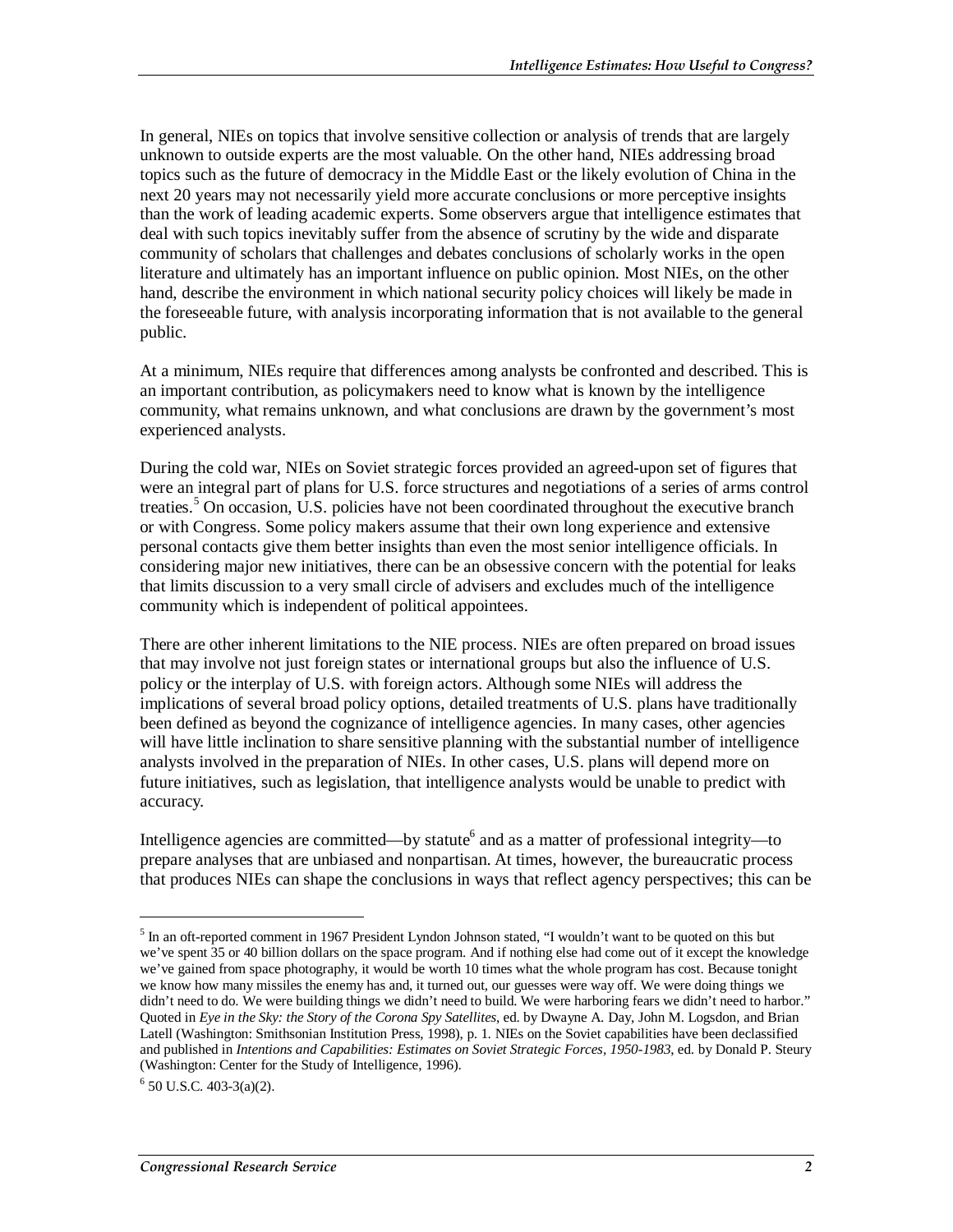In general, NIEs on topics that involve sensitive collection or analysis of trends that are largely unknown to outside experts are the most valuable. On the other hand, NIEs addressing broad topics such as the future of democracy in the Middle East or the likely evolution of China in the next 20 years may not necessarily yield more accurate conclusions or more perceptive insights than the work of leading academic experts. Some observers argue that intelligence estimates that deal with such topics inevitably suffer from the absence of scrutiny by the wide and disparate community of scholars that challenges and debates conclusions of scholarly works in the open literature and ultimately has an important influence on public opinion. Most NIEs, on the other hand, describe the environment in which national security policy choices will likely be made in the foreseeable future, with analysis incorporating information that is not available to the general public.

At a minimum, NIEs require that differences among analysts be confronted and described. This is an important contribution, as policymakers need to know what is known by the intelligence community, what remains unknown, and what conclusions are drawn by the government's most experienced analysts.

During the cold war, NIEs on Soviet strategic forces provided an agreed-upon set of figures that were an integral part of plans for U.S. force structures and negotiations of a series of arms control treaties.[5] On occasion, U.S. policies have not been coordinated throughout the executive branch or with Congress. Some policy makers assume that their own long experience and extensive personal contacts give them better insights than even the most senior intelligence officials. In considering major new initiatives, there can be an obsessive concern with the potential for leaks that limits discussion to a very small circle of advisers and excludes much of the intelligence community which is independent of political appointees.

There are other inherent limitations to the NIE process. NIEs are often prepared on broad issues that may involve not just foreign states or international groups but also the influence of U.S. policy or the interplay of U.S. with foreign actors. Although some NIEs will address the implications of several broad policy options, detailed treatments of U.S. plans have traditionally been defined as beyond the cognizance of intelligence agencies. In many cases, other agencies will have little inclination to share sensitive planning with the substantial number of intelligence analysts involved in the preparation of NIEs. In other cases, U.S. plans will depend more on future initiatives, such as legislation, that intelligence analysts would be unable to predict with accuracy.

Intelligence agencies are committed—by statute[6] and as a matter of professional integrity—to prepare analyses that are unbiased and nonpartisan. At times, however, the bureaucratic process that produces NIEs can shape the conclusions in ways that reflect agency perspectives; this can be

---

[5] In an oft-reported comment in 1967 President Lyndon Johnson stated, "I wouldn't want to be quoted on this but we've spent 35 or 40 billion dollars on the space program. And if nothing else had come out of it except the knowledge we've gained from space photography, it would be worth 10 times what the whole program has cost. Because tonight we know how many missiles the enemy has and, it turned out, our guesses were way off. We were doing things we didn't need to do. We were building things we didn't need to build. We were harboring fears we didn't need to harbor." Quoted in *Eye in the Sky: the Story of the Corona Spy Satellites*, ed. by Dwayne A. Day, John M. Logsdon, and Brian Latell (Washington: Smithsonian Institution Press, 1998), p. 1. NIEs on the Soviet capabilities have been declassified and published in *Intentions and Capabilities: Estimates on Soviet Strategic Forces, 1950-1983*, ed. by Donald P. Steury (Washington: Center for the Study of Intelligence, 1996).

[6] 50 U.S.C. 403-3(a)(2).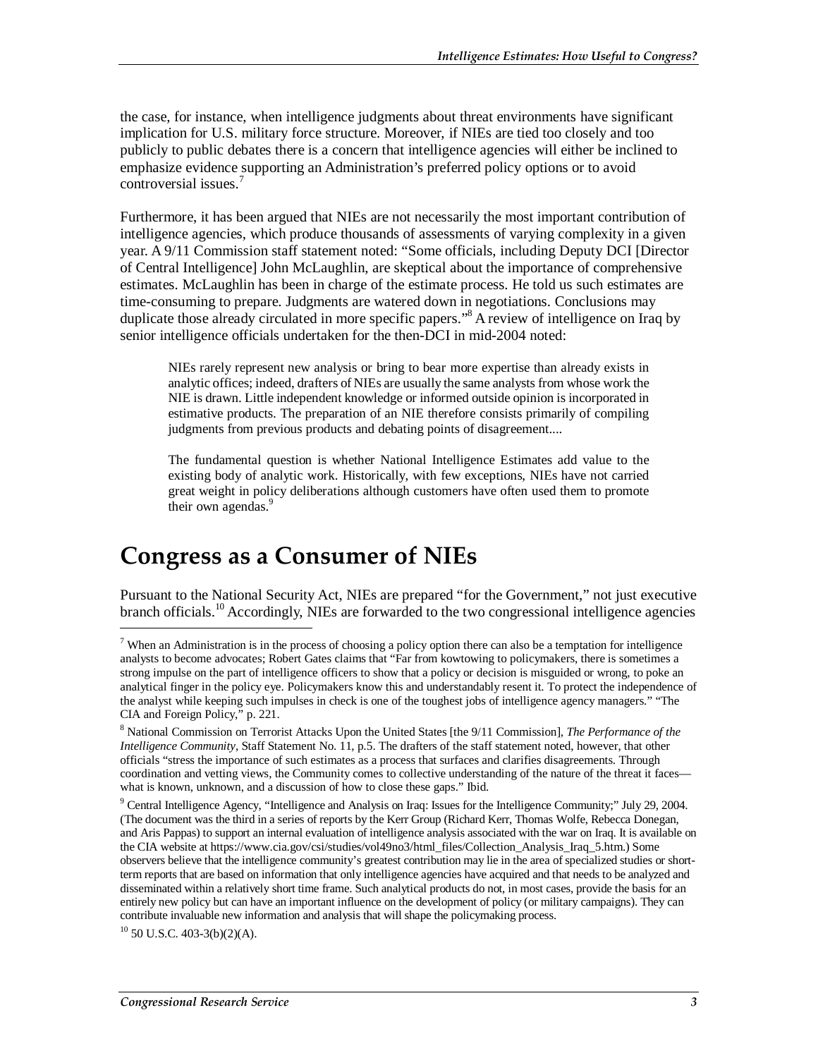the case, for instance, when intelligence judgments about threat environments have significant implication for U.S. military force structure. Moreover, if NIEs are tied too closely and too publicly to public debates there is a concern that intelligence agencies will either be inclined to emphasize evidence supporting an Administration's preferred policy options or to avoid controversial issues.[7]

Furthermore, it has been argued that NIEs are not necessarily the most important contribution of intelligence agencies, which produce thousands of assessments of varying complexity in a given year. A 9/11 Commission staff statement noted: "Some officials, including Deputy DCI [Director of Central Intelligence] John McLaughlin, are skeptical about the importance of comprehensive estimates. McLaughlin has been in charge of the estimate process. He told us such estimates are time-consuming to prepare. Judgments are watered down in negotiations. Conclusions may duplicate those already circulated in more specific papers."[8] A review of intelligence on Iraq by senior intelligence officials undertaken for the then-DCI in mid-2004 noted:

> NIEs rarely represent new analysis or bring to bear more expertise than already exists in analytic offices; indeed, drafters of NIEs are usually the same analysts from whose work the NIE is drawn. Little independent knowledge or informed outside opinion is incorporated in estimative products. The preparation of an NIE therefore consists primarily of compiling judgments from previous products and debating points of disagreement....
>
> The fundamental question is whether National Intelligence Estimates add value to the existing body of analytic work. Historically, with few exceptions, NIEs have not carried great weight in policy deliberations although customers have often used them to promote their own agendas.[9]

# Congress as a Consumer of NIEs

Pursuant to the National Security Act, NIEs are prepared "for the Government," not just executive branch officials.[10] Accordingly, NIEs are forwarded to the two congressional intelligence agencies

---

[7] When an Administration is in the process of choosing a policy option there can also be a temptation for intelligence analysts to become advocates; Robert Gates claims that "Far from kowtowing to policymakers, there is sometimes a strong impulse on the part of intelligence officers to show that a policy or decision is misguided or wrong, to poke an analytical finger in the policy eye. Policymakers know this and understandably resent it. To protect the independence of the analyst while keeping such impulses in check is one of the toughest jobs of intelligence agency managers." "The CIA and Foreign Policy," p. 221.

[8] National Commission on Terrorist Attacks Upon the United States [the 9/11 Commission], *The Performance of the Intelligence Community*, Staff Statement No. 11, p.5. The drafters of the staff statement noted, however, that other officials "stress the importance of such estimates as a process that surfaces and clarifies disagreements. Through coordination and vetting views, the Community comes to collective understanding of the nature of the threat it faces—what is known, unknown, and a discussion of how to close these gaps." Ibid.

[9] Central Intelligence Agency, "Intelligence and Analysis on Iraq: Issues for the Intelligence Community;" July 29, 2004. (The document was the third in a series of reports by the Kerr Group (Richard Kerr, Thomas Wolfe, Rebecca Donegan, and Aris Pappas) to support an internal evaluation of intelligence analysis associated with the war on Iraq. It is available on the CIA website at https://www.cia.gov/csi/studies/vol49no3/html_files/Collection_Analysis_Iraq_5.htm.) Some observers believe that the intelligence community's greatest contribution may lie in the area of specialized studies or short-term reports that are based on information that only intelligence agencies have acquired and that needs to be analyzed and disseminated within a relatively short time frame. Such analytical products do not, in most cases, provide the basis for an entirely new policy but can have an important influence on the development of policy (or military campaigns). They can contribute invaluable new information and analysis that will shape the policymaking process.

[10] 50 U.S.C. 403-3(b)(2)(A).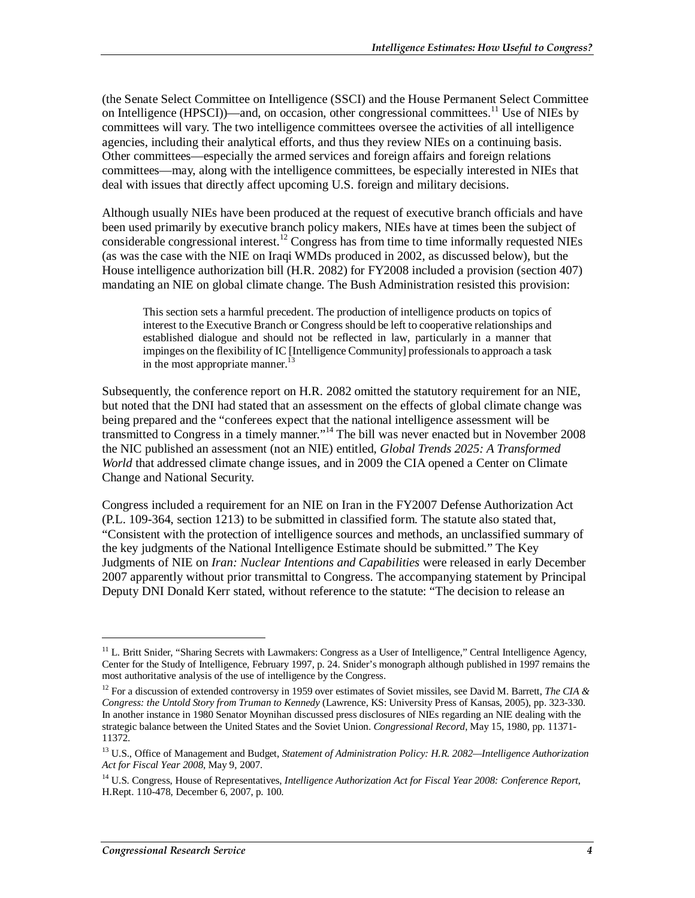(the Senate Select Committee on Intelligence (SSCI) and the House Permanent Select Committee on Intelligence (HPSCI))—and, on occasion, other congressional committees.[11] Use of NIEs by committees will vary. The two intelligence committees oversee the activities of all intelligence agencies, including their analytical efforts, and thus they review NIEs on a continuing basis. Other committees—especially the armed services and foreign affairs and foreign relations committees—may, along with the intelligence committees, be especially interested in NIEs that deal with issues that directly affect upcoming U.S. foreign and military decisions.

Although usually NIEs have been produced at the request of executive branch officials and have been used primarily by executive branch policy makers, NIEs have at times been the subject of considerable congressional interest.[12] Congress has from time to time informally requested NIEs (as was the case with the NIE on Iraqi WMDs produced in 2002, as discussed below), but the House intelligence authorization bill (H.R. 2082) for FY2008 included a provision (section 407) mandating an NIE on global climate change. The Bush Administration resisted this provision:

> This section sets a harmful precedent. The production of intelligence products on topics of interest to the Executive Branch or Congress should be left to cooperative relationships and established dialogue and should not be reflected in law, particularly in a manner that impinges on the flexibility of IC [Intelligence Community] professionals to approach a task in the most appropriate manner.[13]

Subsequently, the conference report on H.R. 2082 omitted the statutory requirement for an NIE, but noted that the DNI had stated that an assessment on the effects of global climate change was being prepared and the "conferees expect that the national intelligence assessment will be transmitted to Congress in a timely manner."[14] The bill was never enacted but in November 2008 the NIC published an assessment (not an NIE) entitled, *Global Trends 2025: A Transformed World* that addressed climate change issues, and in 2009 the CIA opened a Center on Climate Change and National Security.

Congress included a requirement for an NIE on Iran in the FY2007 Defense Authorization Act (P.L. 109-364, section 1213) to be submitted in classified form. The statute also stated that, "Consistent with the protection of intelligence sources and methods, an unclassified summary of the key judgments of the National Intelligence Estimate should be submitted." The Key Judgments of NIE on *Iran: Nuclear Intentions and Capabilities* were released in early December 2007 apparently without prior transmittal to Congress. The accompanying statement by Principal Deputy DNI Donald Kerr stated, without reference to the statute: "The decision to release an

---

[11] L. Britt Snider, "Sharing Secrets with Lawmakers: Congress as a User of Intelligence," Central Intelligence Agency, Center for the Study of Intelligence, February 1997, p. 24. Snider's monograph although published in 1997 remains the most authoritative analysis of the use of intelligence by the Congress.

[12] For a discussion of extended controversy in 1959 over estimates of Soviet missiles, see David M. Barrett, *The CIA & Congress: the Untold Story from Truman to Kennedy* (Lawrence, KS: University Press of Kansas, 2005), pp. 323-330. In another instance in 1980 Senator Moynihan discussed press disclosures of NIEs regarding an NIE dealing with the strategic balance between the United States and the Soviet Union. *Congressional Record*, May 15, 1980, pp. 11371-11372.

[13] U.S., Office of Management and Budget, *Statement of Administration Policy: H.R. 2082—Intelligence Authorization Act for Fiscal Year 2008*, May 9, 2007.

[14] U.S. Congress, House of Representatives, *Intelligence Authorization Act for Fiscal Year 2008: Conference Report*, H.Rept. 110-478, December 6, 2007, p. 100.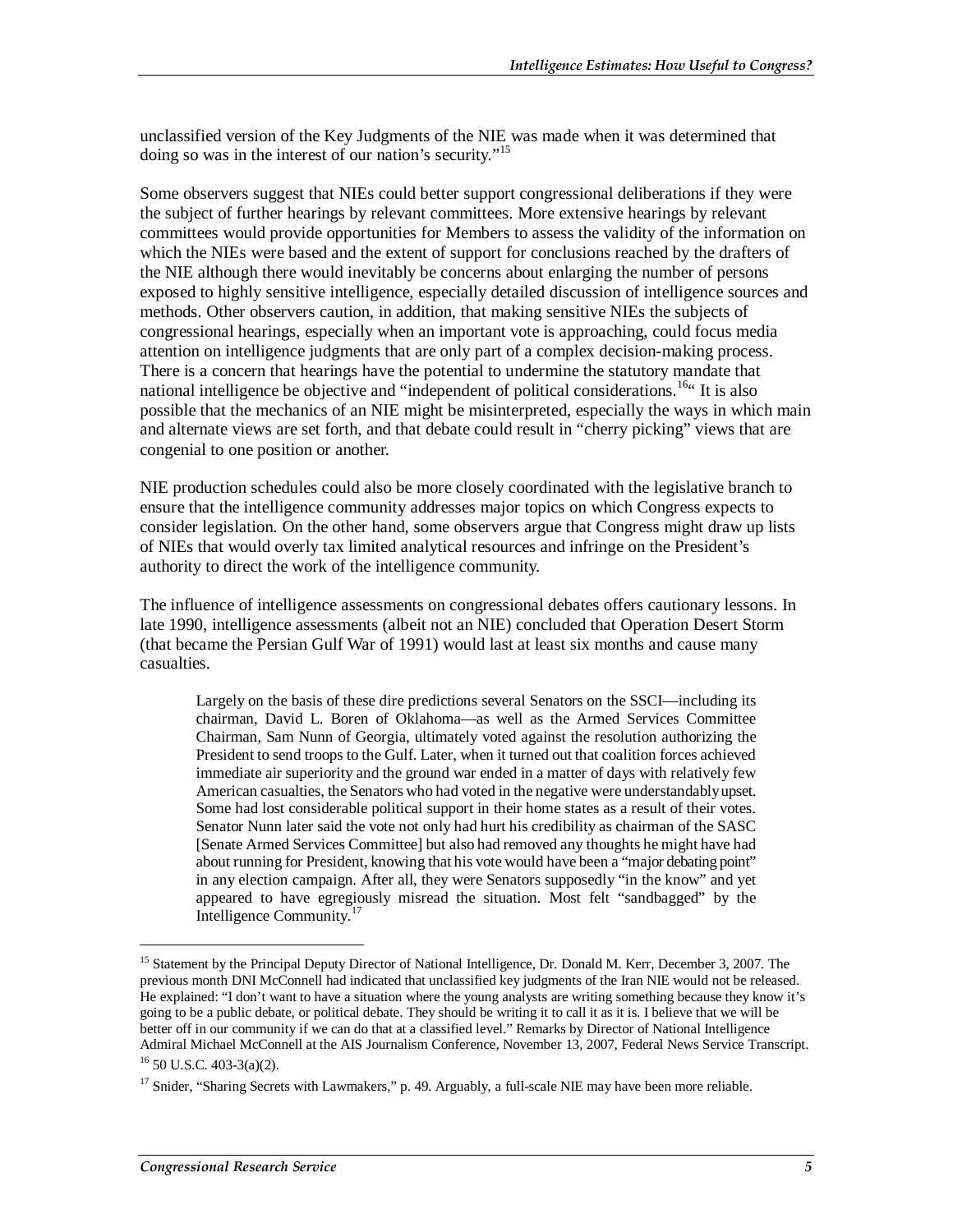unclassified version of the Key Judgments of the NIE was made when it was determined that doing so was in the interest of our nation's security."[15]

Some observers suggest that NIEs could better support congressional deliberations if they were the subject of further hearings by relevant committees. More extensive hearings by relevant committees would provide opportunities for Members to assess the validity of the information on which the NIEs were based and the extent of support for conclusions reached by the drafters of the NIE although there would inevitably be concerns about enlarging the number of persons exposed to highly sensitive intelligence, especially detailed discussion of intelligence sources and methods. Other observers caution, in addition, that making sensitive NIEs the subjects of congressional hearings, especially when an important vote is approaching, could focus media attention on intelligence judgments that are only part of a complex decision-making process. There is a concern that hearings have the potential to undermine the statutory mandate that national intelligence be objective and "independent of political considerations.[16]" It is also possible that the mechanics of an NIE might be misinterpreted, especially the ways in which main and alternate views are set forth, and that debate could result in "cherry picking" views that are congenial to one position or another.

NIE production schedules could also be more closely coordinated with the legislative branch to ensure that the intelligence community addresses major topics on which Congress expects to consider legislation. On the other hand, some observers argue that Congress might draw up lists of NIEs that would overly tax limited analytical resources and infringe on the President's authority to direct the work of the intelligence community.

The influence of intelligence assessments on congressional debates offers cautionary lessons. In late 1990, intelligence assessments (albeit not an NIE) concluded that Operation Desert Storm (that became the Persian Gulf War of 1991) would last at least six months and cause many casualties.

> Largely on the basis of these dire predictions several Senators on the SSCI—including its chairman, David L. Boren of Oklahoma—as well as the Armed Services Committee Chairman, Sam Nunn of Georgia, ultimately voted against the resolution authorizing the President to send troops to the Gulf. Later, when it turned out that coalition forces achieved immediate air superiority and the ground war ended in a matter of days with relatively few American casualties, the Senators who had voted in the negative were understandably upset. Some had lost considerable political support in their home states as a result of their votes. Senator Nunn later said the vote not only had hurt his credibility as chairman of the SASC [Senate Armed Services Committee] but also had removed any thoughts he might have had about running for President, knowing that his vote would have been a "major debating point" in any election campaign. After all, they were Senators supposedly "in the know" and yet appeared to have egregiously misread the situation. Most felt "sandbagged" by the Intelligence Community.[17]

---

[15] Statement by the Principal Deputy Director of National Intelligence, Dr. Donald M. Kerr, December 3, 2007. The previous month DNI McConnell had indicated that unclassified key judgments of the Iran NIE would not be released. He explained: "I don't want to have a situation where the young analysts are writing something because they know it's going to be a public debate, or political debate. They should be writing it to call it as it is. I believe that we will be better off in our community if we can do that at a classified level." Remarks by Director of National Intelligence Admiral Michael McConnell at the AIS Journalism Conference, November 13, 2007, Federal News Service Transcript.

[16] 50 U.S.C. 403-3(a)(2).

[17] Snider, "Sharing Secrets with Lawmakers," p. 49. Arguably, a full-scale NIE may have been more reliable.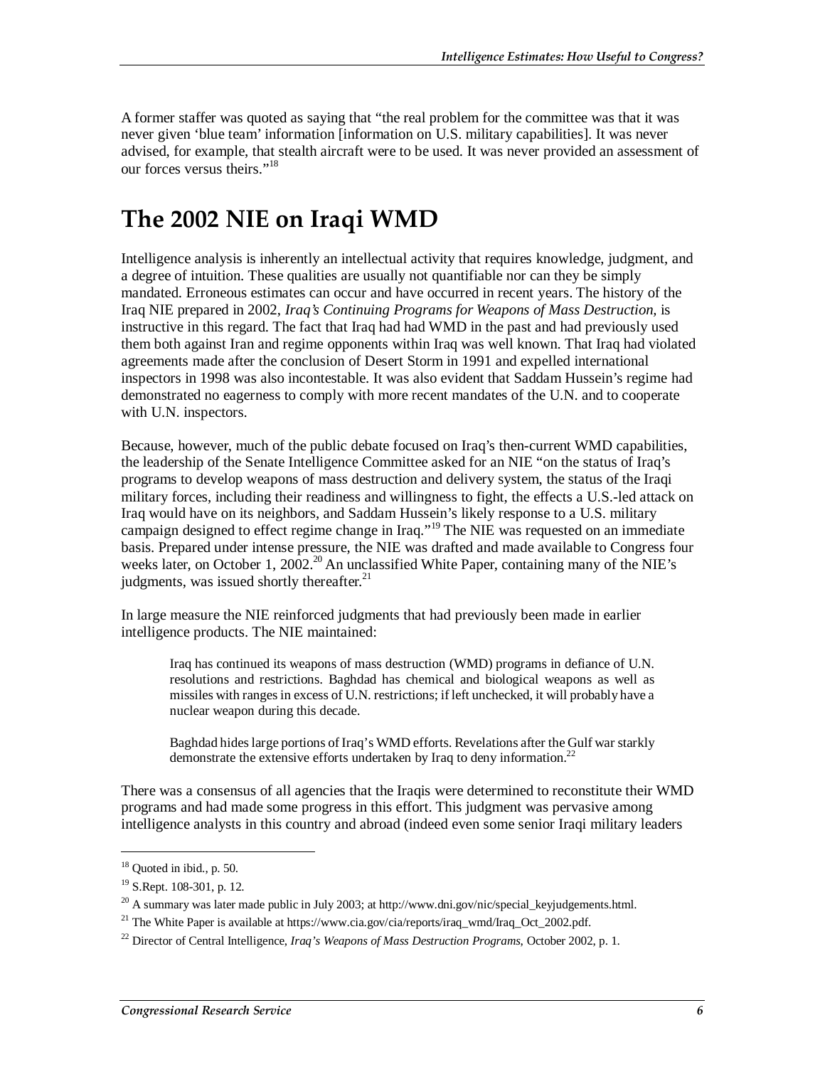A former staffer was quoted as saying that "the real problem for the committee was that it was never given 'blue team' information [information on U.S. military capabilities]. It was never advised, for example, that stealth aircraft were to be used. It was never provided an assessment of our forces versus theirs."[18]

# The 2002 NIE on Iraqi WMD

Intelligence analysis is inherently an intellectual activity that requires knowledge, judgment, and a degree of intuition. These qualities are usually not quantifiable nor can they be simply mandated. Erroneous estimates can occur and have occurred in recent years. The history of the Iraq NIE prepared in 2002, *Iraq's Continuing Programs for Weapons of Mass Destruction*, is instructive in this regard. The fact that Iraq had had WMD in the past and had previously used them both against Iran and regime opponents within Iraq was well known. That Iraq had violated agreements made after the conclusion of Desert Storm in 1991 and expelled international inspectors in 1998 was also incontestable. It was also evident that Saddam Hussein's regime had demonstrated no eagerness to comply with more recent mandates of the U.N. and to cooperate with U.N. inspectors.

Because, however, much of the public debate focused on Iraq's then-current WMD capabilities, the leadership of the Senate Intelligence Committee asked for an NIE "on the status of Iraq's programs to develop weapons of mass destruction and delivery system, the status of the Iraqi military forces, including their readiness and willingness to fight, the effects a U.S.-led attack on Iraq would have on its neighbors, and Saddam Hussein's likely response to a U.S. military campaign designed to effect regime change in Iraq."[19] The NIE was requested on an immediate basis. Prepared under intense pressure, the NIE was drafted and made available to Congress four weeks later, on October 1, 2002.[20] An unclassified White Paper, containing many of the NIE's judgments, was issued shortly thereafter.[21]

In large measure the NIE reinforced judgments that had previously been made in earlier intelligence products. The NIE maintained:

> Iraq has continued its weapons of mass destruction (WMD) programs in defiance of U.N. resolutions and restrictions. Baghdad has chemical and biological weapons as well as missiles with ranges in excess of U.N. restrictions; if left unchecked, it will probably have a nuclear weapon during this decade.
>
> Baghdad hides large portions of Iraq's WMD efforts. Revelations after the Gulf war starkly demonstrate the extensive efforts undertaken by Iraq to deny information.[22]

There was a consensus of all agencies that the Iraqis were determined to reconstitute their WMD programs and had made some progress in this effort. This judgment was pervasive among intelligence analysts in this country and abroad (indeed even some senior Iraqi military leaders

---

[18] Quoted in ibid., p. 50.

[19] S.Rept. 108-301, p. 12.

[20] A summary was later made public in July 2003; at http://www.dni.gov/nic/special_keyjudgements.html.

[21] The White Paper is available at https://www.cia.gov/cia/reports/iraq_wmd/Iraq_Oct_2002.pdf.

[22] Director of Central Intelligence, *Iraq's Weapons of Mass Destruction Programs*, October 2002, p. 1.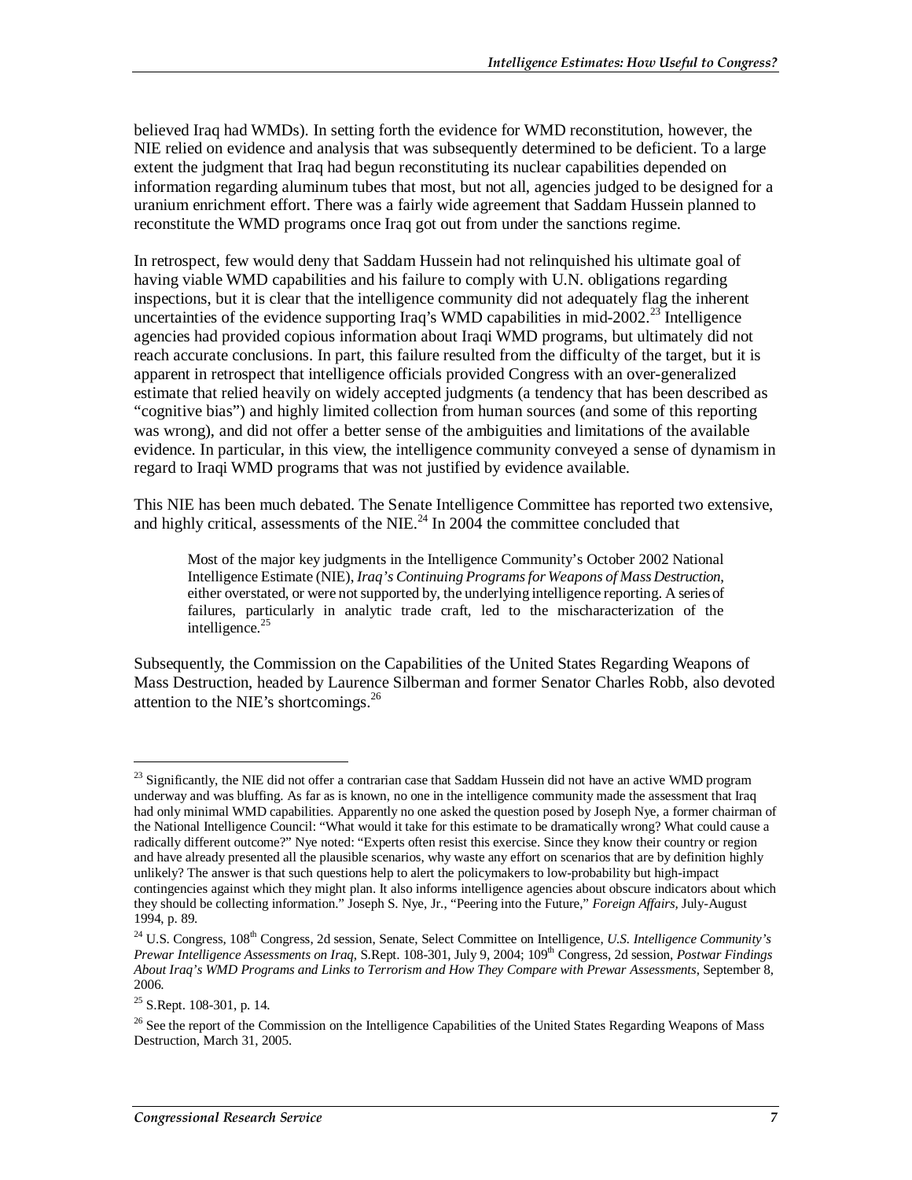believed Iraq had WMDs). In setting forth the evidence for WMD reconstitution, however, the NIE relied on evidence and analysis that was subsequently determined to be deficient. To a large extent the judgment that Iraq had begun reconstituting its nuclear capabilities depended on information regarding aluminum tubes that most, but not all, agencies judged to be designed for a uranium enrichment effort. There was a fairly wide agreement that Saddam Hussein planned to reconstitute the WMD programs once Iraq got out from under the sanctions regime.

In retrospect, few would deny that Saddam Hussein had not relinquished his ultimate goal of having viable WMD capabilities and his failure to comply with U.N. obligations regarding inspections, but it is clear that the intelligence community did not adequately flag the inherent uncertainties of the evidence supporting Iraq's WMD capabilities in mid-2002.[23] Intelligence agencies had provided copious information about Iraqi WMD programs, but ultimately did not reach accurate conclusions. In part, this failure resulted from the difficulty of the target, but it is apparent in retrospect that intelligence officials provided Congress with an over-generalized estimate that relied heavily on widely accepted judgments (a tendency that has been described as "cognitive bias") and highly limited collection from human sources (and some of this reporting was wrong), and did not offer a better sense of the ambiguities and limitations of the available evidence. In particular, in this view, the intelligence community conveyed a sense of dynamism in regard to Iraqi WMD programs that was not justified by evidence available.

This NIE has been much debated. The Senate Intelligence Committee has reported two extensive, and highly critical, assessments of the NIE.[24] In 2004 the committee concluded that

> Most of the major key judgments in the Intelligence Community's October 2002 National Intelligence Estimate (NIE), *Iraq's Continuing Programs for Weapons of Mass Destruction*, either overstated, or were not supported by, the underlying intelligence reporting. A series of failures, particularly in analytic trade craft, led to the mischaracterization of the intelligence.[25]

Subsequently, the Commission on the Capabilities of the United States Regarding Weapons of Mass Destruction, headed by Laurence Silberman and former Senator Charles Robb, also devoted attention to the NIE's shortcomings.[26]

---

[23] Significantly, the NIE did not offer a contrarian case that Saddam Hussein did not have an active WMD program underway and was bluffing. As far as is known, no one in the intelligence community made the assessment that Iraq had only minimal WMD capabilities. Apparently no one asked the question posed by Joseph Nye, a former chairman of the National Intelligence Council: "What would it take for this estimate to be dramatically wrong? What could cause a radically different outcome?" Nye noted: "Experts often resist this exercise. Since they know their country or region and have already presented all the plausible scenarios, why waste any effort on scenarios that are by definition highly unlikely? The answer is that such questions help to alert the policymakers to low-probability but high-impact contingencies against which they might plan. It also informs intelligence agencies about obscure indicators about which they should be collecting information." Joseph S. Nye, Jr., "Peering into the Future," *Foreign Affairs*, July-August 1994, p. 89.

[24] U.S. Congress, 108th Congress, 2d session, Senate, Select Committee on Intelligence, *U.S. Intelligence Community's Prewar Intelligence Assessments on Iraq*, S.Rept. 108-301, July 9, 2004; 109th Congress, 2d session, *Postwar Findings About Iraq's WMD Programs and Links to Terrorism and How They Compare with Prewar Assessments*, September 8, 2006.

[25] S.Rept. 108-301, p. 14.

[26] See the report of the Commission on the Intelligence Capabilities of the United States Regarding Weapons of Mass Destruction, March 31, 2005.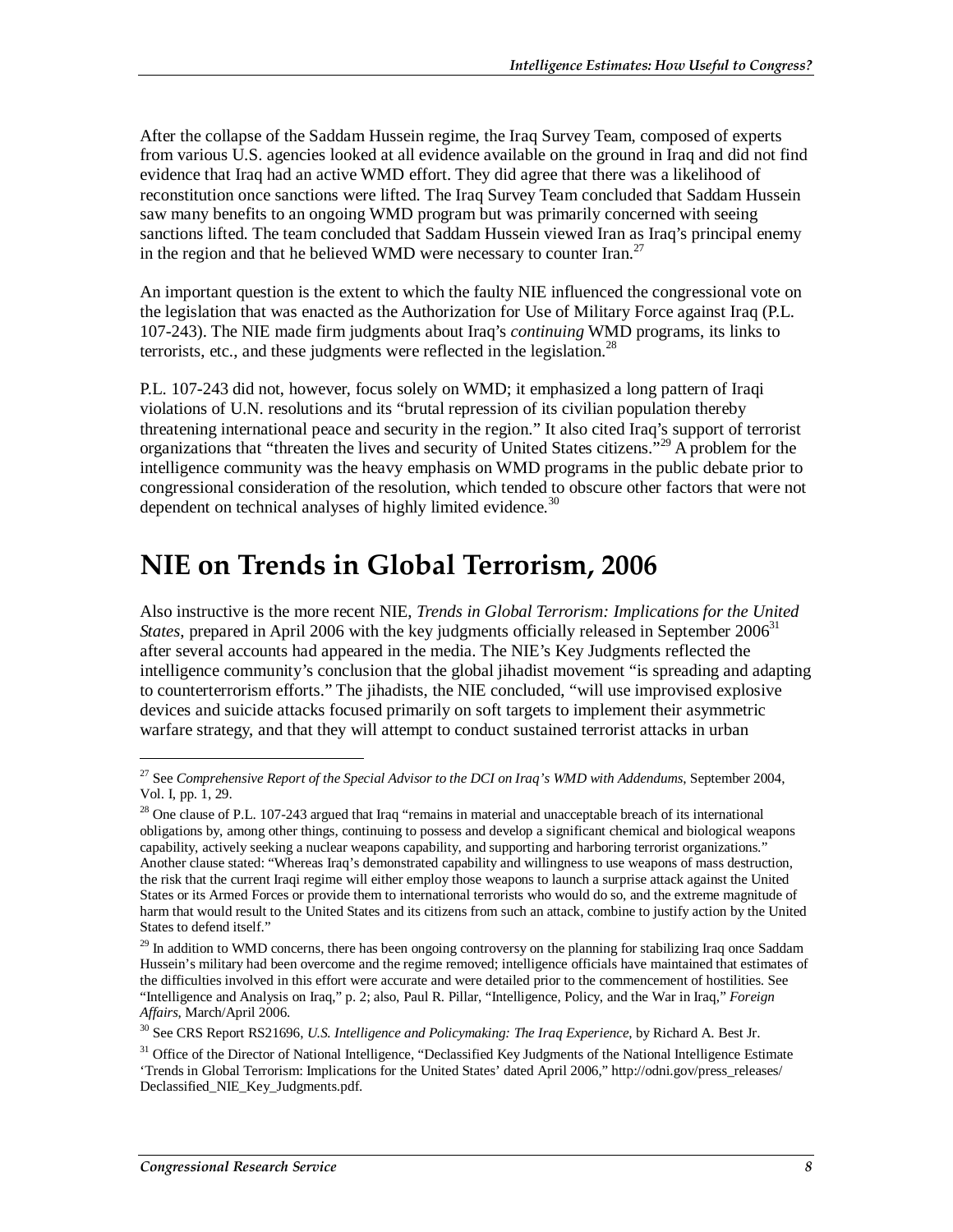After the collapse of the Saddam Hussein regime, the Iraq Survey Team, composed of experts from various U.S. agencies looked at all evidence available on the ground in Iraq and did not find evidence that Iraq had an active WMD effort. They did agree that there was a likelihood of reconstitution once sanctions were lifted. The Iraq Survey Team concluded that Saddam Hussein saw many benefits to an ongoing WMD program but was primarily concerned with seeing sanctions lifted. The team concluded that Saddam Hussein viewed Iran as Iraq's principal enemy in the region and that he believed WMD were necessary to counter Iran.[27]

An important question is the extent to which the faulty NIE influenced the congressional vote on the legislation that was enacted as the Authorization for Use of Military Force against Iraq (P.L. 107-243). The NIE made firm judgments about Iraq's *continuing* WMD programs, its links to terrorists, etc., and these judgments were reflected in the legislation.[28]

P.L. 107-243 did not, however, focus solely on WMD; it emphasized a long pattern of Iraqi violations of U.N. resolutions and its "brutal repression of its civilian population thereby threatening international peace and security in the region." It also cited Iraq's support of terrorist organizations that "threaten the lives and security of United States citizens."[29] A problem for the intelligence community was the heavy emphasis on WMD programs in the public debate prior to congressional consideration of the resolution, which tended to obscure other factors that were not dependent on technical analyses of highly limited evidence.[30]

# NIE on Trends in Global Terrorism, 2006

Also instructive is the more recent NIE, *Trends in Global Terrorism: Implications for the United States*, prepared in April 2006 with the key judgments officially released in September 2006[31] after several accounts had appeared in the media. The NIE's Key Judgments reflected the intelligence community's conclusion that the global jihadist movement "is spreading and adapting to counterterrorism efforts." The jihadists, the NIE concluded, "will use improvised explosive devices and suicide attacks focused primarily on soft targets to implement their asymmetric warfare strategy, and that they will attempt to conduct sustained terrorist attacks in urban

---

[27] See *Comprehensive Report of the Special Advisor to the DCI on Iraq's WMD with Addendums*, September 2004, Vol. I, pp. 1, 29.

[28] One clause of P.L. 107-243 argued that Iraq "remains in material and unacceptable breach of its international obligations by, among other things, continuing to possess and develop a significant chemical and biological weapons capability, actively seeking a nuclear weapons capability, and supporting and harboring terrorist organizations." Another clause stated: "Whereas Iraq's demonstrated capability and willingness to use weapons of mass destruction, the risk that the current Iraqi regime will either employ those weapons to launch a surprise attack against the United States or its Armed Forces or provide them to international terrorists who would do so, and the extreme magnitude of harm that would result to the United States and its citizens from such an attack, combine to justify action by the United States to defend itself."

[29] In addition to WMD concerns, there has been ongoing controversy on the planning for stabilizing Iraq once Saddam Hussein's military had been overcome and the regime removed; intelligence officials have maintained that estimates of the difficulties involved in this effort were accurate and were detailed prior to the commencement of hostilities. See "Intelligence and Analysis on Iraq," p. 2; also, Paul R. Pillar, "Intelligence, Policy, and the War in Iraq," *Foreign Affairs*, March/April 2006.

[30] See CRS Report RS21696, *U.S. Intelligence and Policymaking: The Iraq Experience*, by Richard A. Best Jr.

[31] Office of the Director of National Intelligence, "Declassified Key Judgments of the National Intelligence Estimate 'Trends in Global Terrorism: Implications for the United States' dated April 2006," http://odni.gov/press_releases/Declassified_NIE_Key_Judgments.pdf.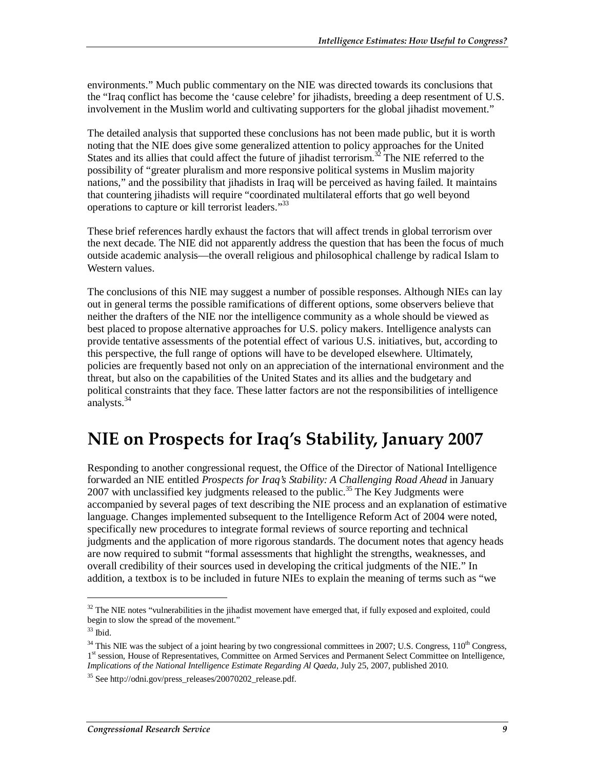environments." Much public commentary on the NIE was directed towards its conclusions that the "Iraq conflict has become the 'cause celebre' for jihadists, breeding a deep resentment of U.S. involvement in the Muslim world and cultivating supporters for the global jihadist movement."

The detailed analysis that supported these conclusions has not been made public, but it is worth noting that the NIE does give some generalized attention to policy approaches for the United States and its allies that could affect the future of jihadist terrorism.[32] The NIE referred to the possibility of "greater pluralism and more responsive political systems in Muslim majority nations," and the possibility that jihadists in Iraq will be perceived as having failed. It maintains that countering jihadists will require "coordinated multilateral efforts that go well beyond operations to capture or kill terrorist leaders."[33]

These brief references hardly exhaust the factors that will affect trends in global terrorism over the next decade. The NIE did not apparently address the question that has been the focus of much outside academic analysis—the overall religious and philosophical challenge by radical Islam to Western values.

The conclusions of this NIE may suggest a number of possible responses. Although NIEs can lay out in general terms the possible ramifications of different options, some observers believe that neither the drafters of the NIE nor the intelligence community as a whole should be viewed as best placed to propose alternative approaches for U.S. policy makers. Intelligence analysts can provide tentative assessments of the potential effect of various U.S. initiatives, but, according to this perspective, the full range of options will have to be developed elsewhere. Ultimately, policies are frequently based not only on an appreciation of the international environment and the threat, but also on the capabilities of the United States and its allies and the budgetary and political constraints that they face. These latter factors are not the responsibilities of intelligence analysts.[34]

# NIE on Prospects for Iraq's Stability, January 2007

Responding to another congressional request, the Office of the Director of National Intelligence forwarded an NIE entitled *Prospects for Iraq's Stability: A Challenging Road Ahead* in January 2007 with unclassified key judgments released to the public.[35] The Key Judgments were accompanied by several pages of text describing the NIE process and an explanation of estimative language. Changes implemented subsequent to the Intelligence Reform Act of 2004 were noted, specifically new procedures to integrate formal reviews of source reporting and technical judgments and the application of more rigorous standards. The document notes that agency heads are now required to submit "formal assessments that highlight the strengths, weaknesses, and overall credibility of their sources used in developing the critical judgments of the NIE." In addition, a textbox is to be included in future NIEs to explain the meaning of terms such as "we

---

[32] The NIE notes "vulnerabilities in the jihadist movement have emerged that, if fully exposed and exploited, could begin to slow the spread of the movement."

[33] Ibid.

[34] This NIE was the subject of a joint hearing by two congressional committees in 2007; U.S. Congress, 110th Congress, 1st session, House of Representatives, Committee on Armed Services and Permanent Select Committee on Intelligence, *Implications of the National Intelligence Estimate Regarding Al Qaeda*, July 25, 2007, published 2010.

[35] See http://odni.gov/press_releases/20070202_release.pdf.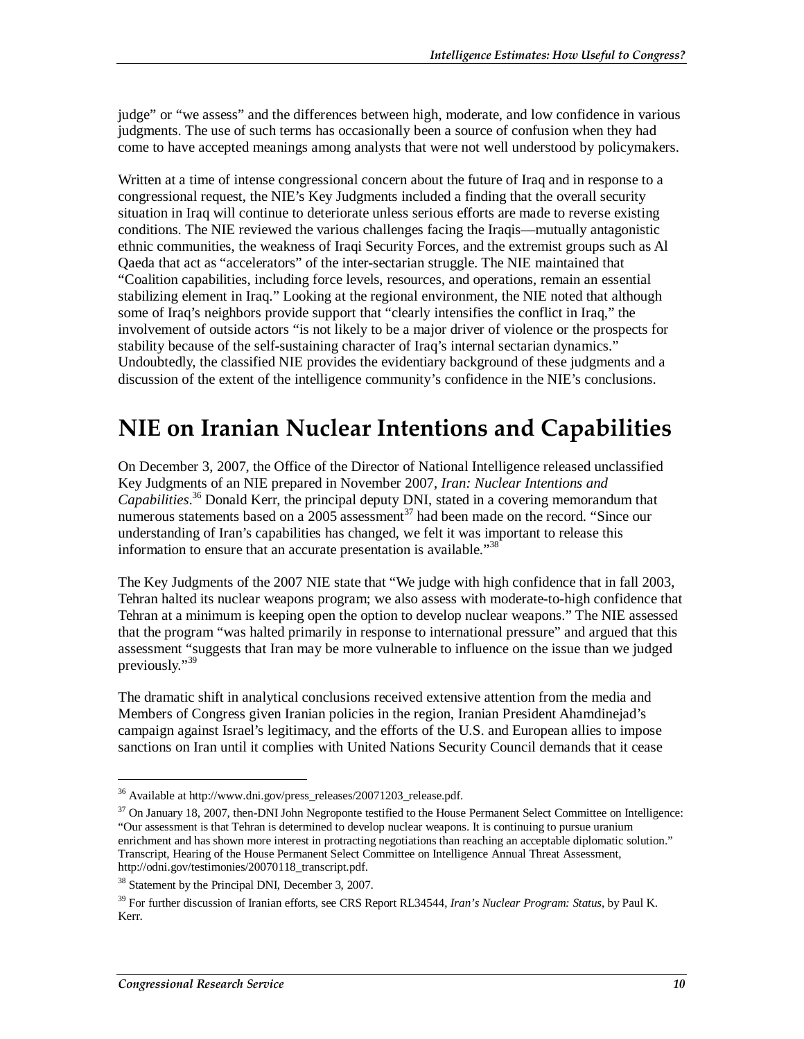judge" or "we assess" and the differences between high, moderate, and low confidence in various judgments. The use of such terms has occasionally been a source of confusion when they had come to have accepted meanings among analysts that were not well understood by policymakers.

Written at a time of intense congressional concern about the future of Iraq and in response to a congressional request, the NIE's Key Judgments included a finding that the overall security situation in Iraq will continue to deteriorate unless serious efforts are made to reverse existing conditions. The NIE reviewed the various challenges facing the Iraqis—mutually antagonistic ethnic communities, the weakness of Iraqi Security Forces, and the extremist groups such as Al Qaeda that act as "accelerators" of the inter-sectarian struggle. The NIE maintained that "Coalition capabilities, including force levels, resources, and operations, remain an essential stabilizing element in Iraq." Looking at the regional environment, the NIE noted that although some of Iraq's neighbors provide support that "clearly intensifies the conflict in Iraq," the involvement of outside actors "is not likely to be a major driver of violence or the prospects for stability because of the self-sustaining character of Iraq's internal sectarian dynamics." Undoubtedly, the classified NIE provides the evidentiary background of these judgments and a discussion of the extent of the intelligence community's confidence in the NIE's conclusions.

# NIE on Iranian Nuclear Intentions and Capabilities

On December 3, 2007, the Office of the Director of National Intelligence released unclassified Key Judgments of an NIE prepared in November 2007, *Iran: Nuclear Intentions and Capabilities*.[36] Donald Kerr, the principal deputy DNI, stated in a covering memorandum that numerous statements based on a 2005 assessment[37] had been made on the record. "Since our understanding of Iran's capabilities has changed, we felt it was important to release this information to ensure that an accurate presentation is available."[38]

The Key Judgments of the 2007 NIE state that "We judge with high confidence that in fall 2003, Tehran halted its nuclear weapons program; we also assess with moderate-to-high confidence that Tehran at a minimum is keeping open the option to develop nuclear weapons." The NIE assessed that the program "was halted primarily in response to international pressure" and argued that this assessment "suggests that Iran may be more vulnerable to influence on the issue than we judged previously."[39]

The dramatic shift in analytical conclusions received extensive attention from the media and Members of Congress given Iranian policies in the region, Iranian President Ahamdinejad's campaign against Israel's legitimacy, and the efforts of the U.S. and European allies to impose sanctions on Iran until it complies with United Nations Security Council demands that it cease

---

[36] Available at http://www.dni.gov/press_releases/20071203_release.pdf.

[37] On January 18, 2007, then-DNI John Negroponte testified to the House Permanent Select Committee on Intelligence: "Our assessment is that Tehran is determined to develop nuclear weapons. It is continuing to pursue uranium enrichment and has shown more interest in protracting negotiations than reaching an acceptable diplomatic solution." Transcript, Hearing of the House Permanent Select Committee on Intelligence Annual Threat Assessment, http://odni.gov/testimonies/20070118_transcript.pdf.

[38] Statement by the Principal DNI, December 3, 2007.

[39] For further discussion of Iranian efforts, see CRS Report RL34544, *Iran's Nuclear Program: Status*, by Paul K. Kerr.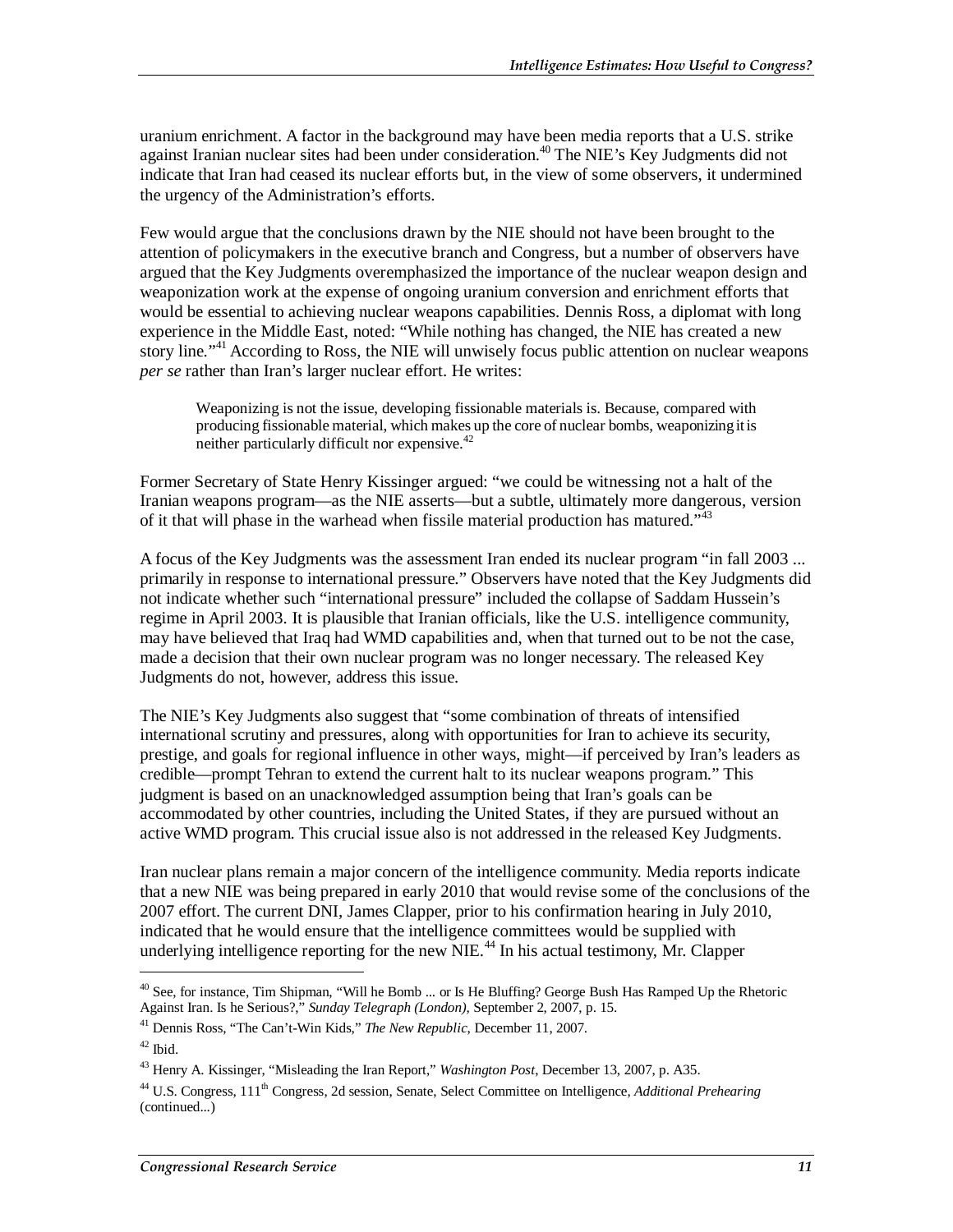uranium enrichment. A factor in the background may have been media reports that a U.S. strike against Iranian nuclear sites had been under consideration.[40] The NIE's Key Judgments did not indicate that Iran had ceased its nuclear efforts but, in the view of some observers, it undermined the urgency of the Administration's efforts.

Few would argue that the conclusions drawn by the NIE should not have been brought to the attention of policymakers in the executive branch and Congress, but a number of observers have argued that the Key Judgments overemphasized the importance of the nuclear weapon design and weaponization work at the expense of ongoing uranium conversion and enrichment efforts that would be essential to achieving nuclear weapons capabilities. Dennis Ross, a diplomat with long experience in the Middle East, noted: "While nothing has changed, the NIE has created a new story line."[41] According to Ross, the NIE will unwisely focus public attention on nuclear weapons *per se* rather than Iran's larger nuclear effort. He writes:

> Weaponizing is not the issue, developing fissionable materials is. Because, compared with producing fissionable material, which makes up the core of nuclear bombs, weaponizing it is neither particularly difficult nor expensive.[42]

Former Secretary of State Henry Kissinger argued: "we could be witnessing not a halt of the Iranian weapons program—as the NIE asserts—but a subtle, ultimately more dangerous, version of it that will phase in the warhead when fissile material production has matured."[43]

A focus of the Key Judgments was the assessment Iran ended its nuclear program "in fall 2003 ... primarily in response to international pressure." Observers have noted that the Key Judgments did not indicate whether such "international pressure" included the collapse of Saddam Hussein's regime in April 2003. It is plausible that Iranian officials, like the U.S. intelligence community, may have believed that Iraq had WMD capabilities and, when that turned out to be not the case, made a decision that their own nuclear program was no longer necessary. The released Key Judgments do not, however, address this issue.

The NIE's Key Judgments also suggest that "some combination of threats of intensified international scrutiny and pressures, along with opportunities for Iran to achieve its security, prestige, and goals for regional influence in other ways, might—if perceived by Iran's leaders as credible—prompt Tehran to extend the current halt to its nuclear weapons program." This judgment is based on an unacknowledged assumption being that Iran's goals can be accommodated by other countries, including the United States, if they are pursued without an active WMD program. This crucial issue also is not addressed in the released Key Judgments.

Iran nuclear plans remain a major concern of the intelligence community. Media reports indicate that a new NIE was being prepared in early 2010 that would revise some of the conclusions of the 2007 effort. The current DNI, James Clapper, prior to his confirmation hearing in July 2010, indicated that he would ensure that the intelligence committees would be supplied with underlying intelligence reporting for the new NIE.[44] In his actual testimony, Mr. Clapper

---

[40] See, for instance, Tim Shipman, "Will he Bomb ... or Is He Bluffing? George Bush Has Ramped Up the Rhetoric Against Iran. Is he Serious?," *Sunday Telegraph (London)*, September 2, 2007, p. 15.

[41] Dennis Ross, "The Can't-Win Kids," *The New Republic*, December 11, 2007.

[42] Ibid.

[43] Henry A. Kissinger, "Misleading the Iran Report," *Washington Post*, December 13, 2007, p. A35.

[44] U.S. Congress, 111th Congress, 2d session, Senate, Select Committee on Intelligence, *Additional Prehearing* (continued...)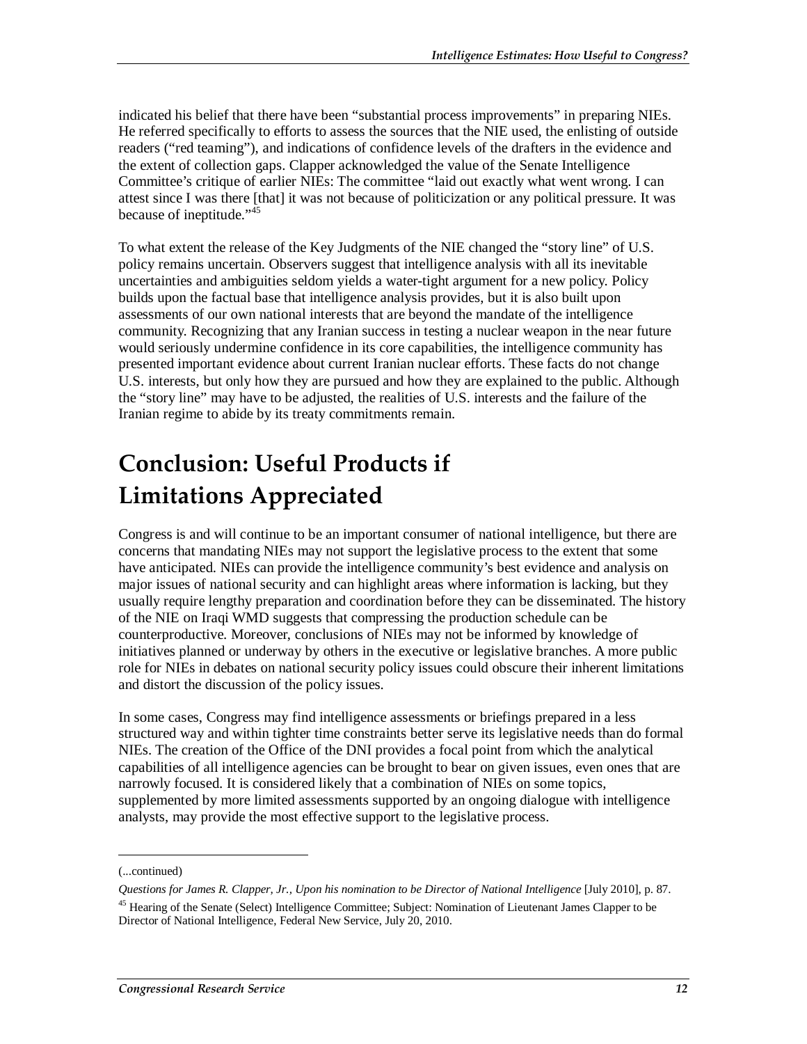indicated his belief that there have been "substantial process improvements" in preparing NIEs. He referred specifically to efforts to assess the sources that the NIE used, the enlisting of outside readers ("red teaming"), and indications of confidence levels of the drafters in the evidence and the extent of collection gaps. Clapper acknowledged the value of the Senate Intelligence Committee's critique of earlier NIEs: The committee "laid out exactly what went wrong. I can attest since I was there [that] it was not because of politicization or any political pressure. It was because of ineptitude."[45]

To what extent the release of the Key Judgments of the NIE changed the "story line" of U.S. policy remains uncertain. Observers suggest that intelligence analysis with all its inevitable uncertainties and ambiguities seldom yields a water-tight argument for a new policy. Policy builds upon the factual base that intelligence analysis provides, but it is also built upon assessments of our own national interests that are beyond the mandate of the intelligence community. Recognizing that any Iranian success in testing a nuclear weapon in the near future would seriously undermine confidence in its core capabilities, the intelligence community has presented important evidence about current Iranian nuclear efforts. These facts do not change U.S. interests, but only how they are pursued and how they are explained to the public. Although the "story line" may have to be adjusted, the realities of U.S. interests and the failure of the Iranian regime to abide by its treaty commitments remain.

# Conclusion: Useful Products if Limitations Appreciated

Congress is and will continue to be an important consumer of national intelligence, but there are concerns that mandating NIEs may not support the legislative process to the extent that some have anticipated. NIEs can provide the intelligence community's best evidence and analysis on major issues of national security and can highlight areas where information is lacking, but they usually require lengthy preparation and coordination before they can be disseminated. The history of the NIE on Iraqi WMD suggests that compressing the production schedule can be counterproductive. Moreover, conclusions of NIEs may not be informed by knowledge of initiatives planned or underway by others in the executive or legislative branches. A more public role for NIEs in debates on national security policy issues could obscure their inherent limitations and distort the discussion of the policy issues.

In some cases, Congress may find intelligence assessments or briefings prepared in a less structured way and within tighter time constraints better serve its legislative needs than do formal NIEs. The creation of the Office of the DNI provides a focal point from which the analytical capabilities of all intelligence agencies can be brought to bear on given issues, even ones that are narrowly focused. It is considered likely that a combination of NIEs on some topics, supplemented by more limited assessments supported by an ongoing dialogue with intelligence analysts, may provide the most effective support to the legislative process.

---

(...continued)

*Questions for James R. Clapper, Jr., Upon his nomination to be Director of National Intelligence* [July 2010], p. 87.

[45] Hearing of the Senate (Select) Intelligence Committee; Subject: Nomination of Lieutenant James Clapper to be Director of National Intelligence, Federal New Service, July 20, 2010.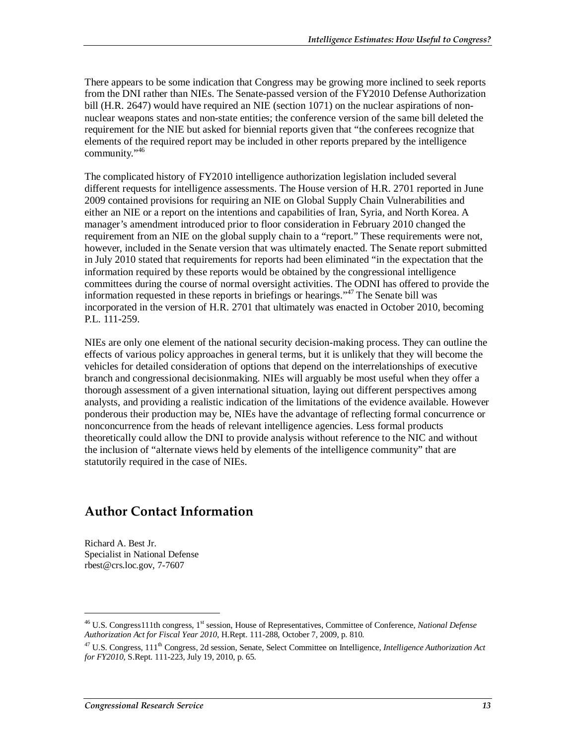There appears to be some indication that Congress may be growing more inclined to seek reports from the DNI rather than NIEs. The Senate-passed version of the FY2010 Defense Authorization bill (H.R. 2647) would have required an NIE (section 1071) on the nuclear aspirations of non-nuclear weapons states and non-state entities; the conference version of the same bill deleted the requirement for the NIE but asked for biennial reports given that "the conferees recognize that elements of the required report may be included in other reports prepared by the intelligence community."[46]

The complicated history of FY2010 intelligence authorization legislation included several different requests for intelligence assessments. The House version of H.R. 2701 reported in June 2009 contained provisions for requiring an NIE on Global Supply Chain Vulnerabilities and either an NIE or a report on the intentions and capabilities of Iran, Syria, and North Korea. A manager's amendment introduced prior to floor consideration in February 2010 changed the requirement from an NIE on the global supply chain to a "report." These requirements were not, however, included in the Senate version that was ultimately enacted. The Senate report submitted in July 2010 stated that requirements for reports had been eliminated "in the expectation that the information required by these reports would be obtained by the congressional intelligence committees during the course of normal oversight activities. The ODNI has offered to provide the information requested in these reports in briefings or hearings."[47] The Senate bill was incorporated in the version of H.R. 2701 that ultimately was enacted in October 2010, becoming P.L. 111-259.

NIEs are only one element of the national security decision-making process. They can outline the effects of various policy approaches in general terms, but it is unlikely that they will become the vehicles for detailed consideration of options that depend on the interrelationships of executive branch and congressional decisionmaking. NIEs will arguably be most useful when they offer a thorough assessment of a given international situation, laying out different perspectives among analysts, and providing a realistic indication of the limitations of the evidence available. However ponderous their production may be, NIEs have the advantage of reflecting formal concurrence or nonconcurrence from the heads of relevant intelligence agencies. Less formal products theoretically could allow the DNI to provide analysis without reference to the NIC and without the inclusion of "alternate views held by elements of the intelligence community" that are statutorily required in the case of NIEs.

## Author Contact Information

Richard A. Best Jr.
Specialist in National Defense
rbest@crs.loc.gov, 7-7607

---

[46] U.S. Congress111th congress, 1st session, House of Representatives, Committee of Conference, *National Defense Authorization Act for Fiscal Year 2010*, H.Rept. 111-288, October 7, 2009, p. 810.

[47] U.S. Congress, 111th Congress, 2d session, Senate, Select Committee on Intelligence, *Intelligence Authorization Act for FY2010*, S.Rept. 111-223, July 19, 2010, p. 65.